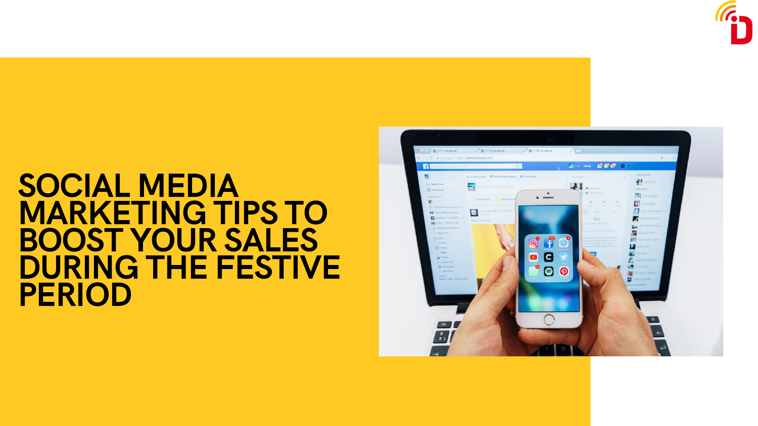# SOCIAL MEDIA MARKETING TIPS TO BOOST YOUR SALES DURING THE FESTIVE PERIOD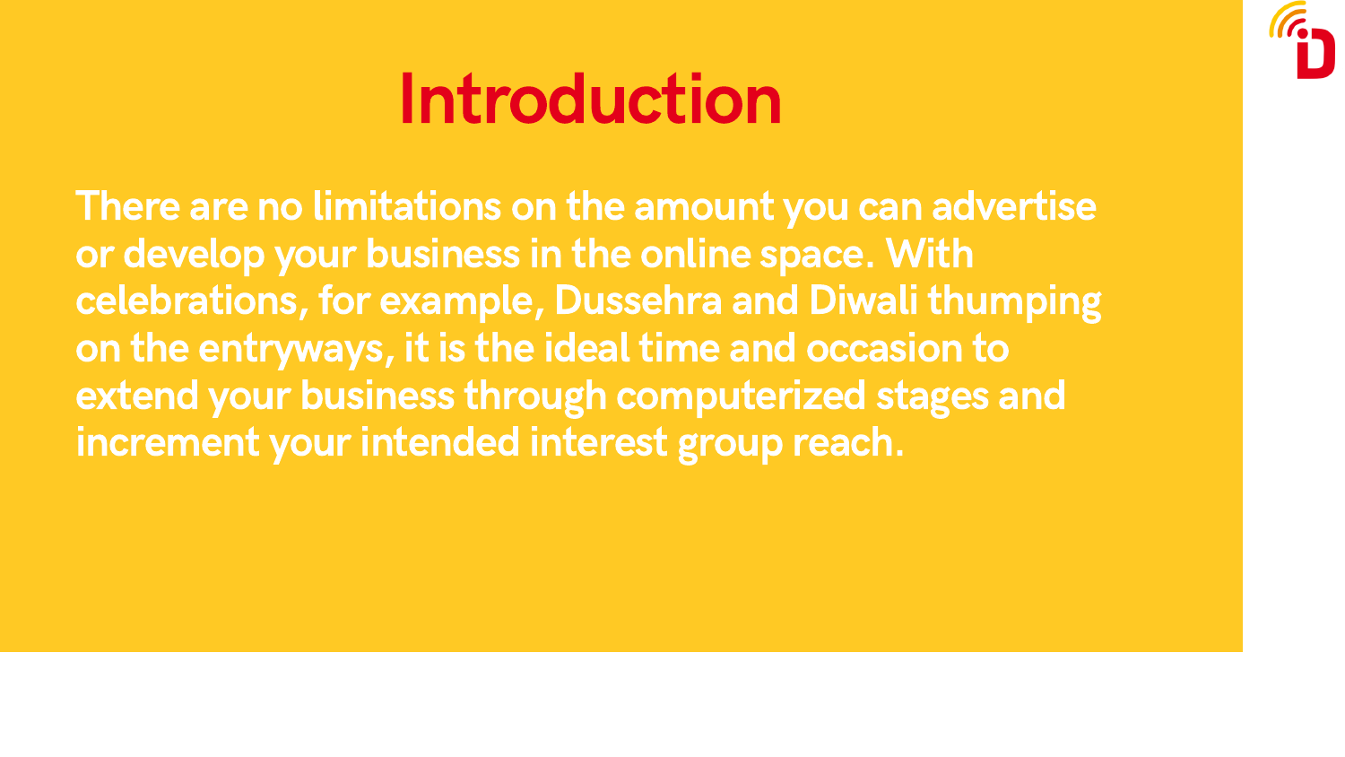# Introduction

There are no limitations on the amount you can advertise or develop your business in the online space. With celebrations, for example, Dussehra and Diwali thumping on the entryways, it is the ideal time and occasion to extend your business through computerized stages and increment your intended interest group reach.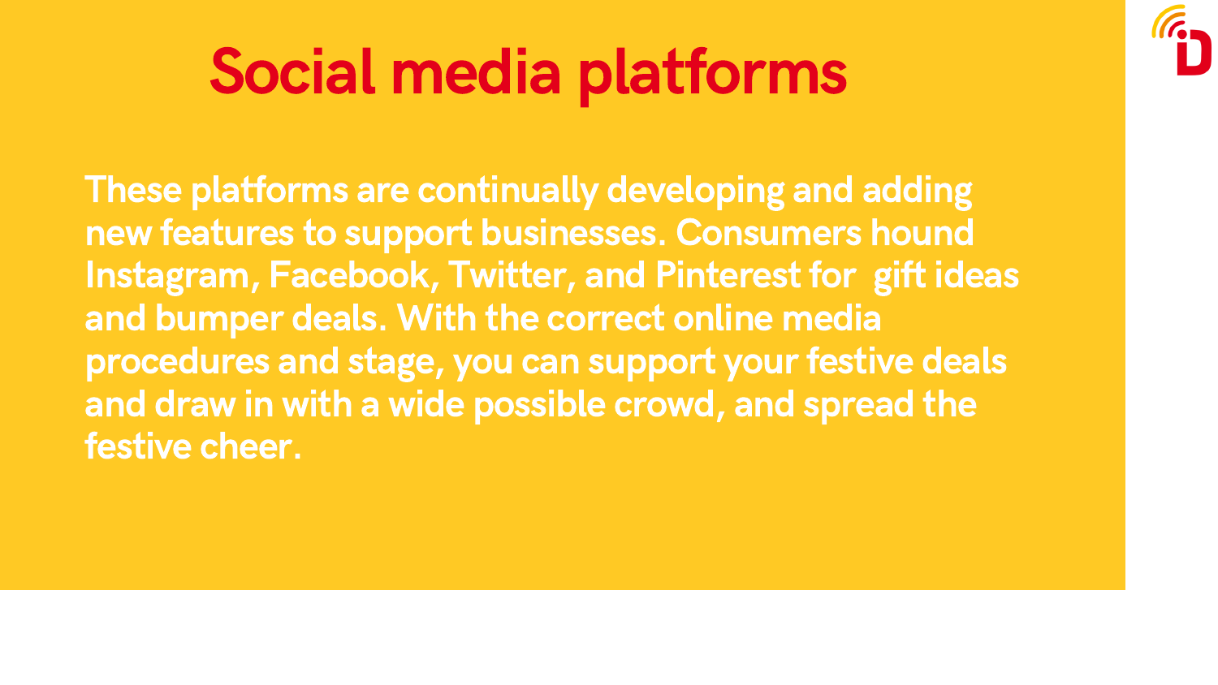# Social media platforms

These platforms are continually developing and adding new features to support businesses. Consumers hound Instagram, Facebook, Twitter, and Pinterest for gift ideas and bumper deals. With the correct online media procedures and stage, you can support your festive deals and draw in with a wide possible crowd, and spread the festive cheer.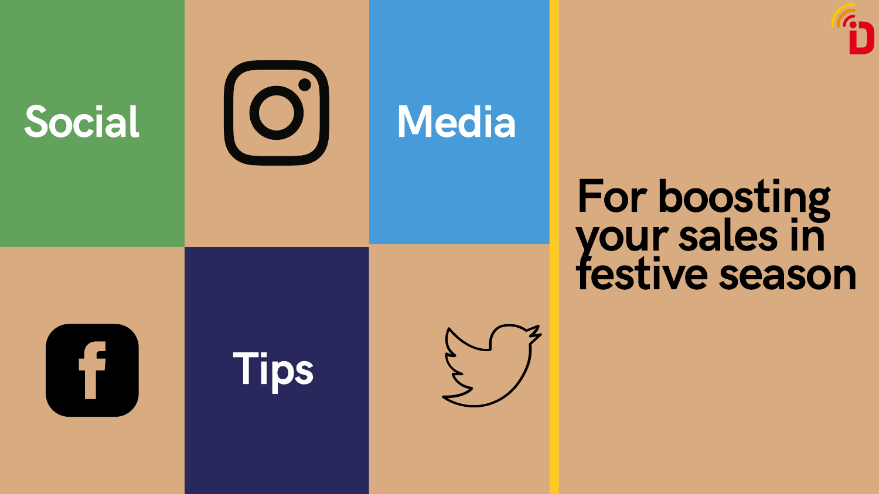# Social Media Tips

## For boosting your sales in festive season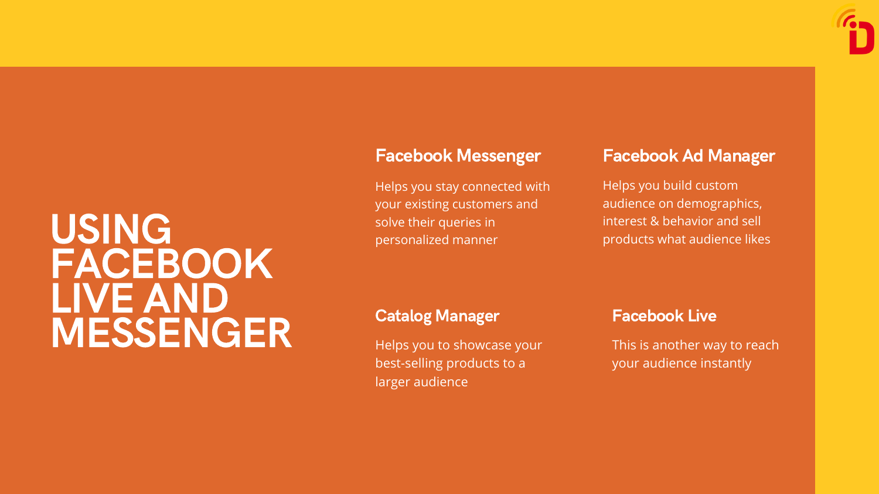# USING FACEBOOK LIVE AND MESSENGER

## Facebook Messenger

Helps you stay connected with your existing customers and solve their queries in personalized manner

## Facebook Ad Manager

Helps you build custom audience on demographics, interest & behavior and sell products what audience likes

## Catalog Manager

Helps you to showcase your best-selling products to a larger audience

## Facebook Live

This is another way to reach your audience instantly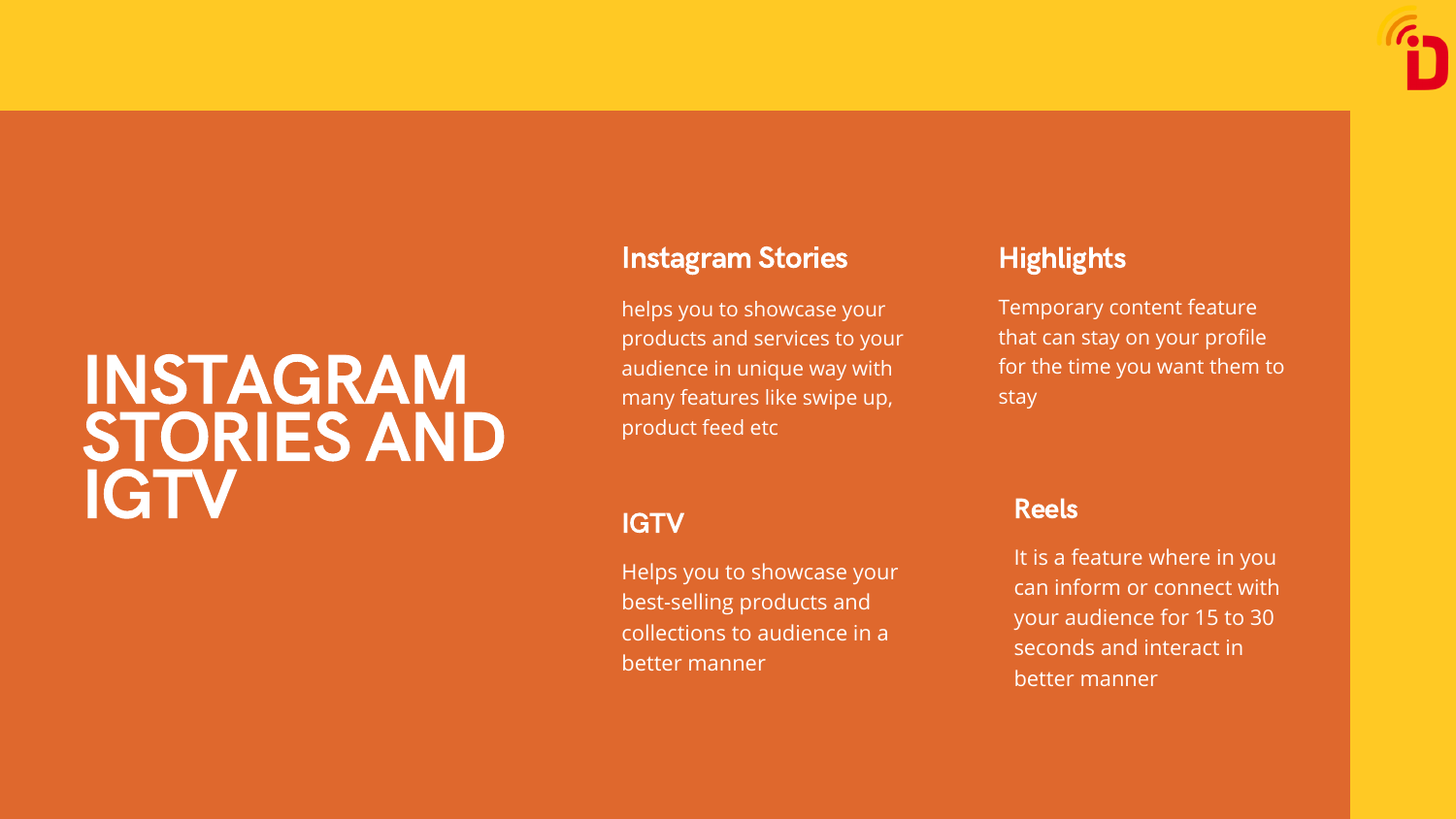# INSTAGRAM STORIES AND IGTV

## Instagram Stories

helps you to showcase your products and services to your audience in unique way with many features like swipe up, product feed etc

## Highlights

Temporary content feature that can stay on your profile for the time you want them to stay

## IGTV

Helps you to showcase your best-selling products and collections to audience in a better manner

## Reels

It is a feature where in you can inform or connect with your audience for 15 to 30 seconds and interact in better manner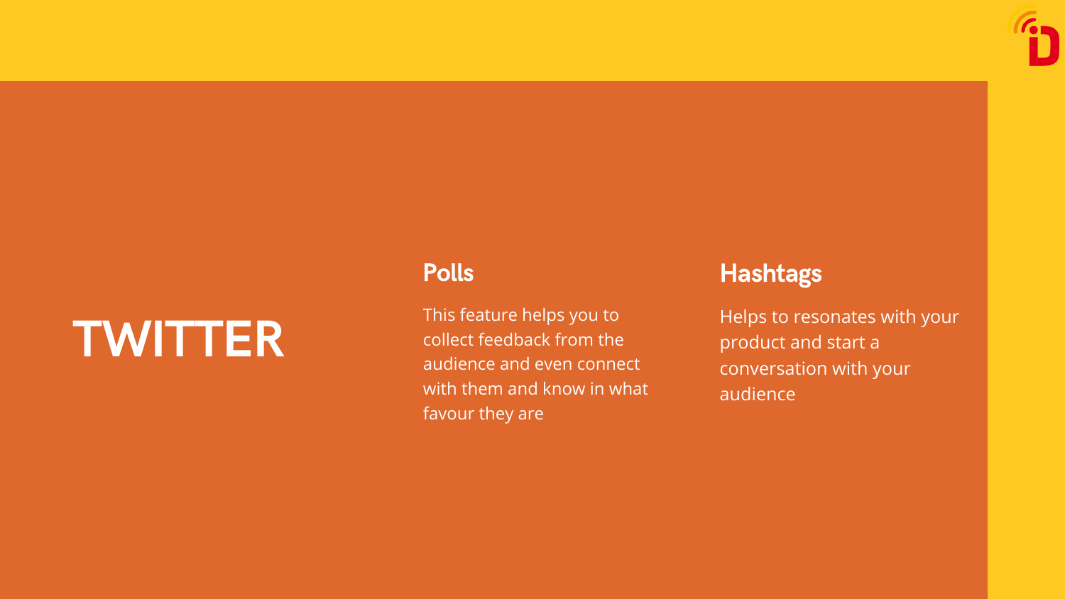# TWITTER

## Polls

This feature helps you to collect feedback from the audience and even connect with them and know in what favour they are

## Hashtags

Helps to resonates with your product and start a conversation with your audience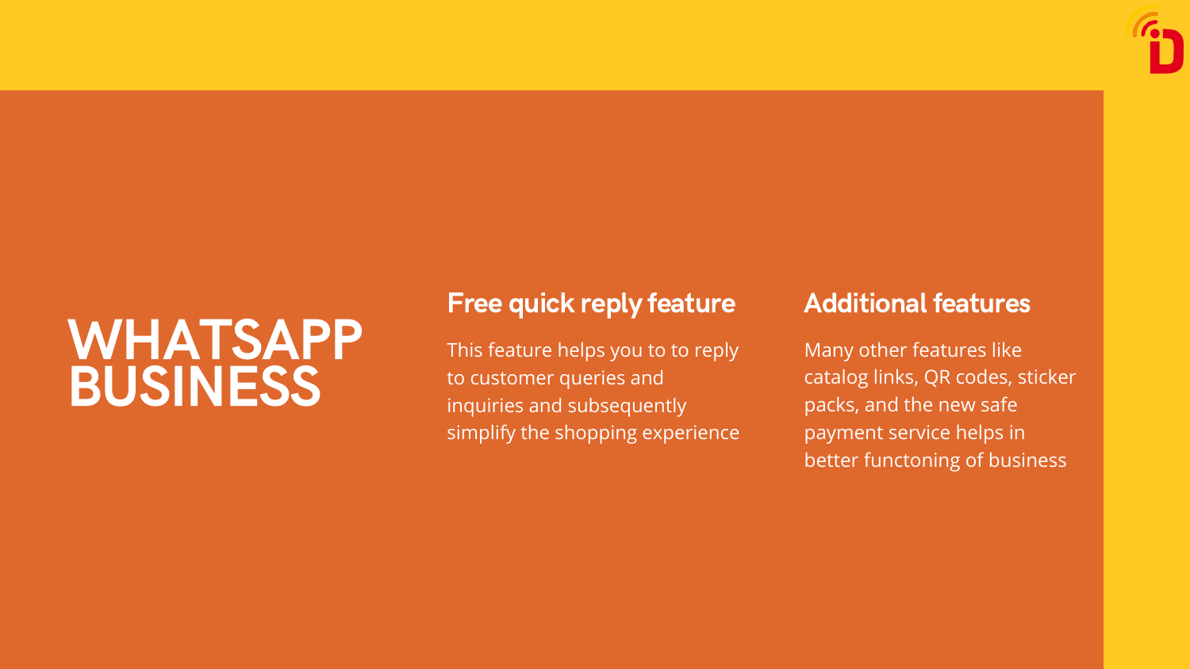# WHATSAPP BUSINESS

## Free quick reply feature

This feature helps you to to reply to customer queries and inquiries and subsequently simplify the shopping experience

## Additional features

Many other features like catalog links, QR codes, sticker packs, and the new safe payment service helps in better functoning of business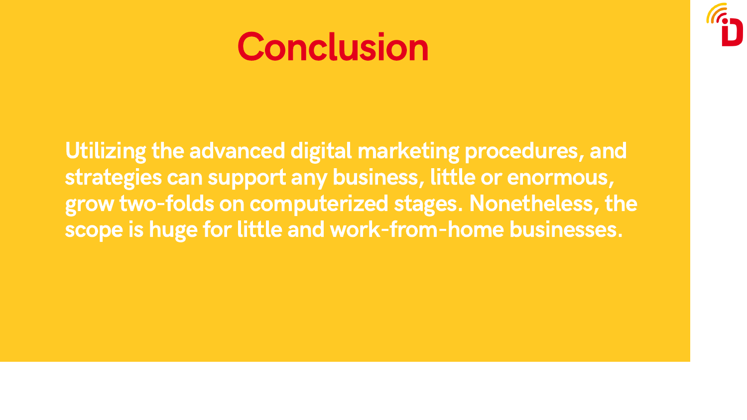# Conclusion

Utilizing the advanced digital marketing procedures, and strategies can support any business, little or enormous, grow two-folds on computerized stages. Nonetheless, the scope is huge for little and work-from-home businesses.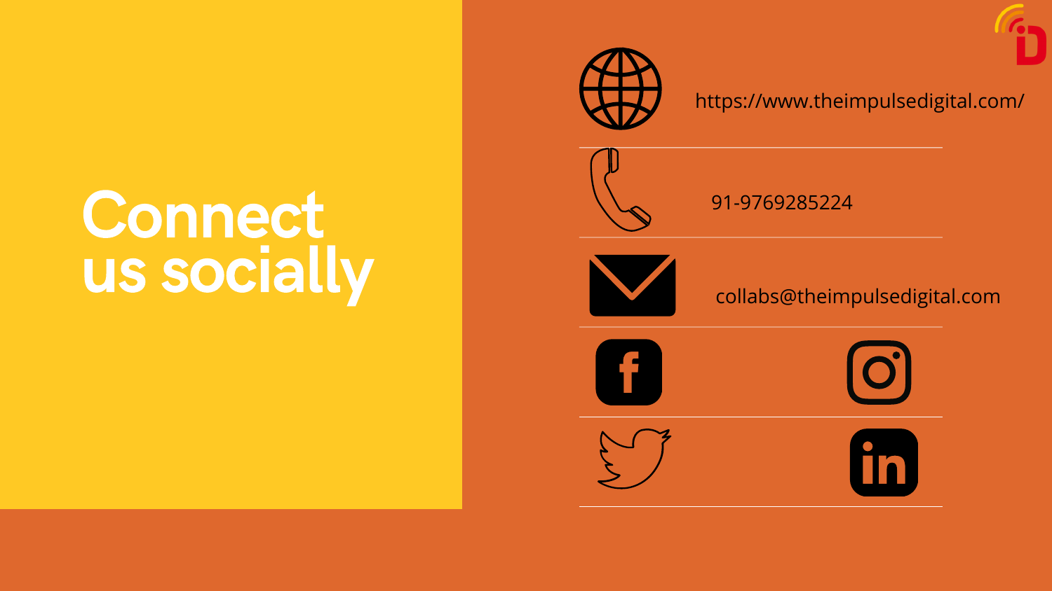# Connect us socially

https://www.theimpulsedigital.com/

91-9769285224

collabs@theimpulsedigital.com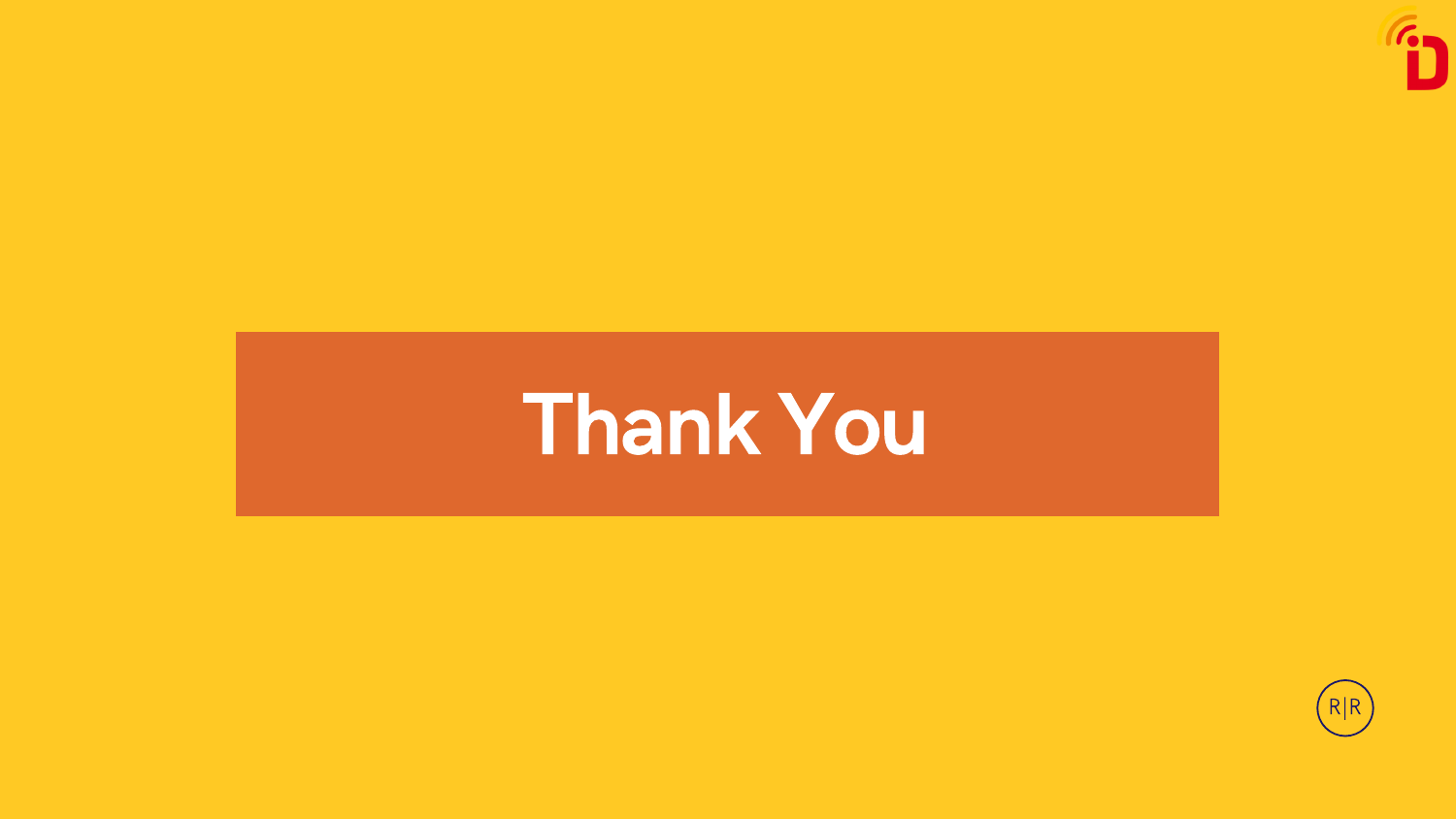# Thank You

R|R